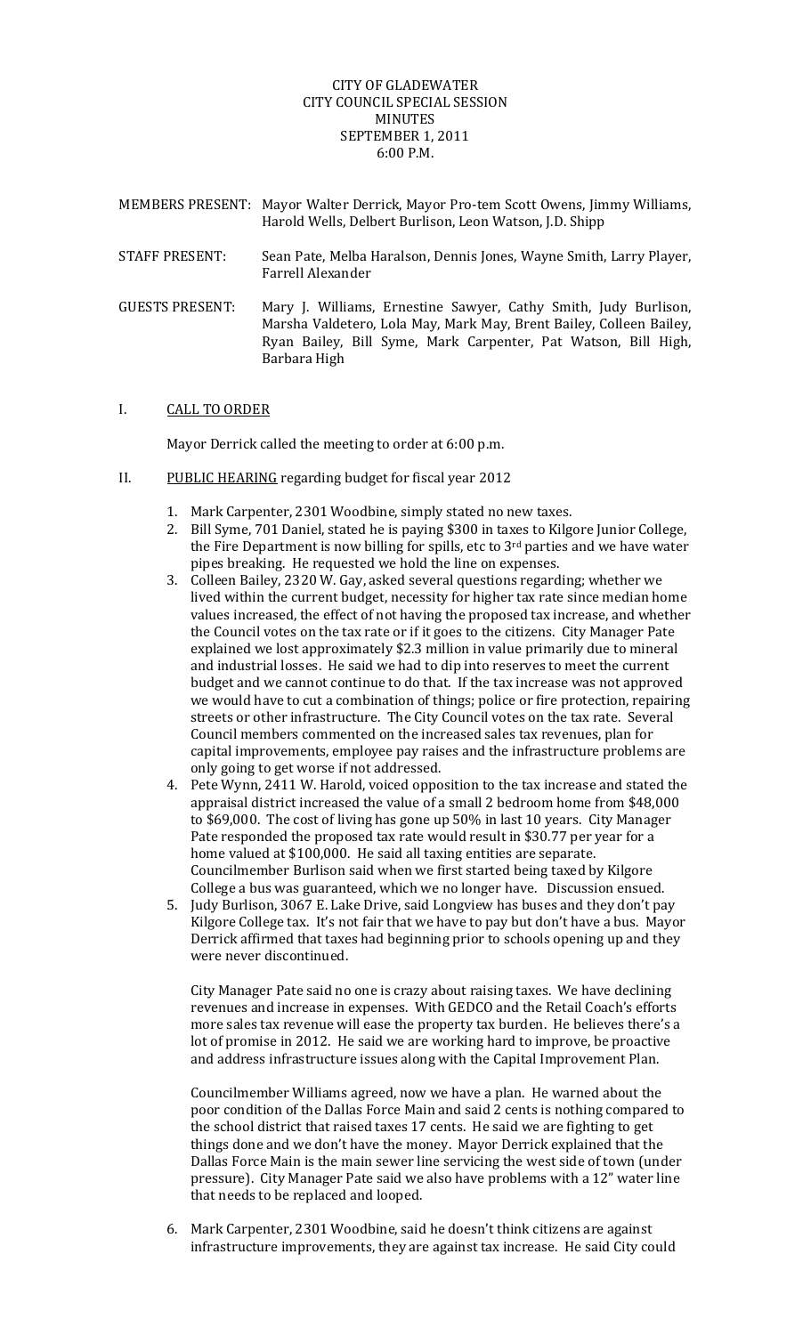CITY OF GLADEWATER
CITY COUNCIL SPECIAL SESSION
MINUTES
SEPTEMBER 1, 2011
6:00 P.M.

MEMBERS PRESENT: Mayor Walter Derrick, Mayor Pro-tem Scott Owens, Jimmy Williams, Harold Wells, Delbert Burlison, Leon Watson, J.D. Shipp

STAFF PRESENT: Sean Pate, Melba Haralson, Dennis Jones, Wayne Smith, Larry Player, Farrell Alexander

GUESTS PRESENT: Mary J. Williams, Ernestine Sawyer, Cathy Smith, Judy Burlison, Marsha Valdetero, Lola May, Mark May, Brent Bailey, Colleen Bailey, Ryan Bailey, Bill Syme, Mark Carpenter, Pat Watson, Bill High, Barbara High

I. CALL TO ORDER

Mayor Derrick called the meeting to order at 6:00 p.m.

II. PUBLIC HEARING regarding budget for fiscal year 2012

1. Mark Carpenter, 2301 Woodbine, simply stated no new taxes.
2. Bill Syme, 701 Daniel, stated he is paying $300 in taxes to Kilgore Junior College, the Fire Department is now billing for spills, etc to 3rd parties and we have water pipes breaking. He requested we hold the line on expenses.
3. Colleen Bailey, 2320 W. Gay, asked several questions regarding; whether we lived within the current budget, necessity for higher tax rate since median home values increased, the effect of not having the proposed tax increase, and whether the Council votes on the tax rate or if it goes to the citizens. City Manager Pate explained we lost approximately $2.3 million in value primarily due to mineral and industrial losses. He said we had to dip into reserves to meet the current budget and we cannot continue to do that. If the tax increase was not approved we would have to cut a combination of things; police or fire protection, repairing streets or other infrastructure. The City Council votes on the tax rate. Several Council members commented on the increased sales tax revenues, plan for capital improvements, employee pay raises and the infrastructure problems are only going to get worse if not addressed.
4. Pete Wynn, 2411 W. Harold, voiced opposition to the tax increase and stated the appraisal district increased the value of a small 2 bedroom home from $48,000 to $69,000. The cost of living has gone up 50% in last 10 years. City Manager Pate responded the proposed tax rate would result in $30.77 per year for a home valued at $100,000. He said all taxing entities are separate. Councilmember Burlison said when we first started being taxed by Kilgore College a bus was guaranteed, which we no longer have. Discussion ensued.
5. Judy Burlison, 3067 E. Lake Drive, said Longview has buses and they don't pay Kilgore College tax. It's not fair that we have to pay but don't have a bus. Mayor Derrick affirmed that taxes had beginning prior to schools opening up and they were never discontinued.

   City Manager Pate said no one is crazy about raising taxes. We have declining revenues and increase in expenses. With GEDCO and the Retail Coach's efforts more sales tax revenue will ease the property tax burden. He believes there's a lot of promise in 2012. He said we are working hard to improve, be proactive and address infrastructure issues along with the Capital Improvement Plan.

   Councilmember Williams agreed, now we have a plan. He warned about the poor condition of the Dallas Force Main and said 2 cents is nothing compared to the school district that raised taxes 17 cents. He said we are fighting to get things done and we don't have the money. Mayor Derrick explained that the Dallas Force Main is the main sewer line servicing the west side of town (under pressure). City Manager Pate said we also have problems with a 12" water line that needs to be replaced and looped.

6. Mark Carpenter, 2301 Woodbine, said he doesn't think citizens are against infrastructure improvements, they are against tax increase. He said City could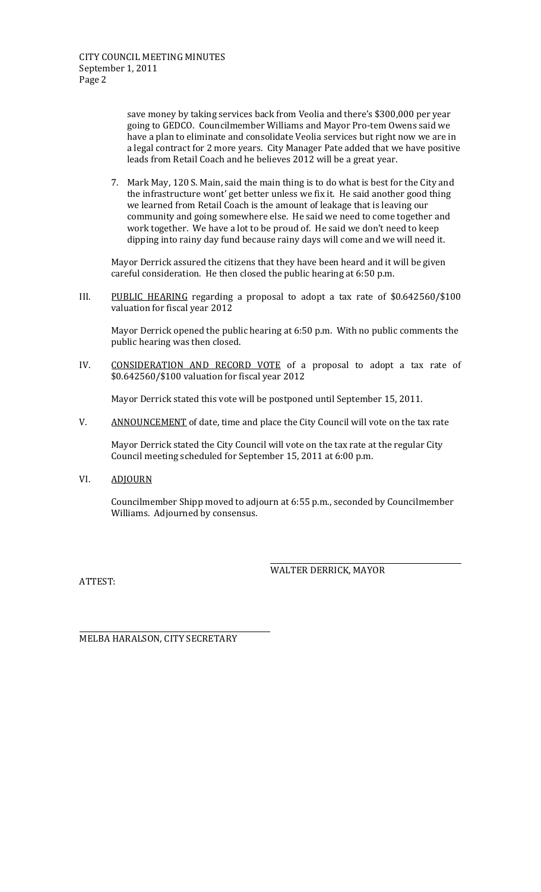save money by taking services back from Veolia and there's $300,000 per year going to GEDCO. Councilmember Williams and Mayor Pro-tem Owens said we have a plan to eliminate and consolidate Veolia services but right now we are in a legal contract for 2 more years. City Manager Pate added that we have positive leads from Retail Coach and he believes 2012 will be a great year.

7. Mark May, 120 S. Main, said the main thing is to do what is best for the City and the infrastructure wont' get better unless we fix it. He said another good thing we learned from Retail Coach is the amount of leakage that is leaving our community and going somewhere else. He said we need to come together and work together. We have a lot to be proud of. He said we don't need to keep dipping into rainy day fund because rainy days will come and we will need it.

Mayor Derrick assured the citizens that they have been heard and it will be given careful consideration. He then closed the public hearing at 6:50 p.m.

III. PUBLIC HEARING regarding a proposal to adopt a tax rate of $0.642560/$100 valuation for fiscal year 2012

Mayor Derrick opened the public hearing at 6:50 p.m. With no public comments the public hearing was then closed.

IV. CONSIDERATION AND RECORD VOTE of a proposal to adopt a tax rate of $0.642560/$100 valuation for fiscal year 2012

Mayor Derrick stated this vote will be postponed until September 15, 2011.

V. ANNOUNCEMENT of date, time and place the City Council will vote on the tax rate

Mayor Derrick stated the City Council will vote on the tax rate at the regular City Council meeting scheduled for September 15, 2011 at 6:00 p.m.

VI. ADJOURN

Councilmember Shipp moved to adjourn at 6:55 p.m., seconded by Councilmember Williams. Adjourned by consensus.

WALTER DERRICK, MAYOR

ATTEST:

MELBA HARALSON, CITY SECRETARY